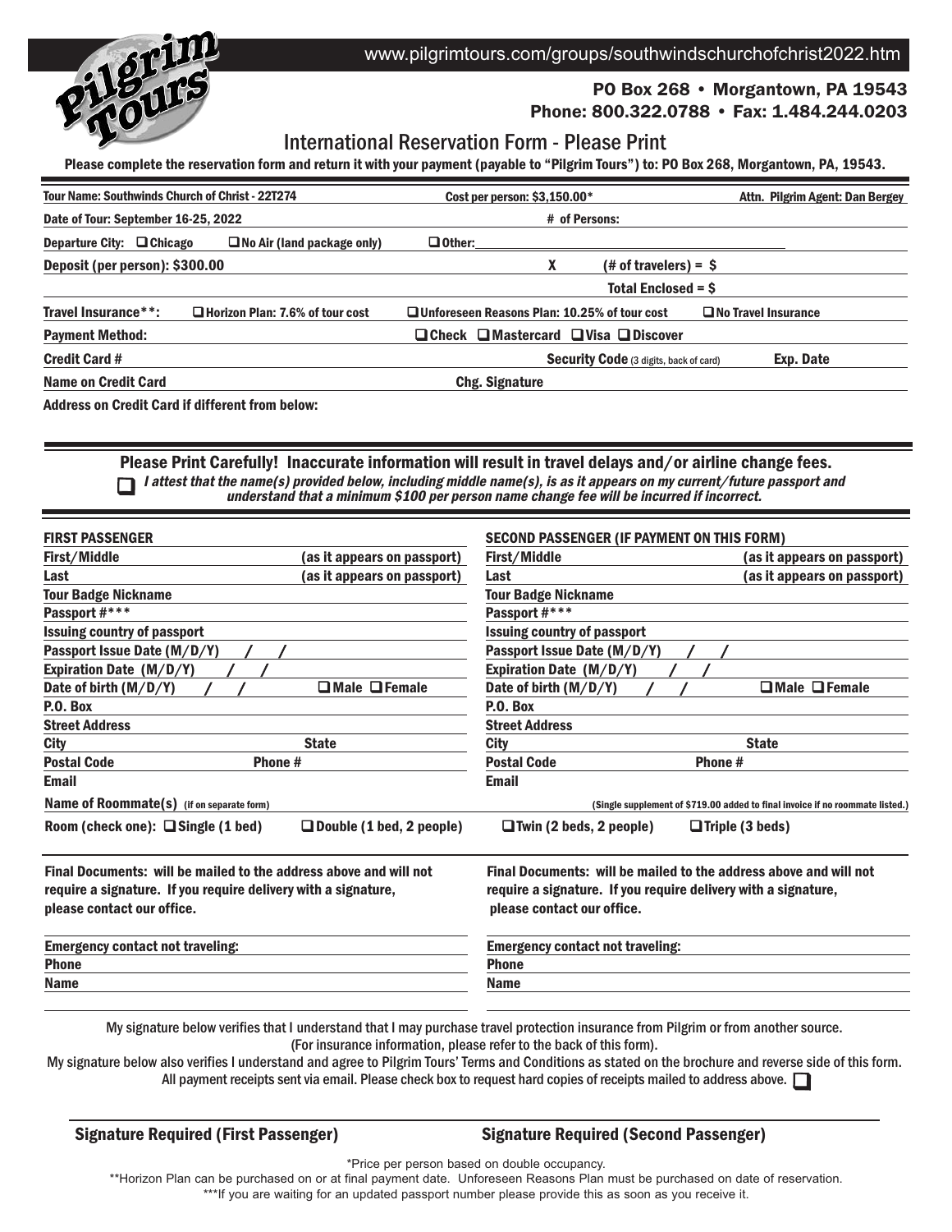Pilgrim Tours

www.pilgrimtours.com/groups/southwindschurchofchrist2022.htm

**PO Box 268 • Morgantown, PA 19543**
**Phone: 800.322.0788 • Fax: 1.484.244.0203**

# International Reservation Form - Please Print

**Please complete the reservation form and return it with your payment (payable to "Pilgrim Tours") to: PO Box 268, Morgantown, PA, 19543.**

**Tour Name: Southwinds Church of Christ - 22T274** | **Cost per person: $3,150.00*** | **Attn. Pilgrim Agent: Dan Bergey**

**Date of Tour: September 16-25, 2022** | **# of Persons:**

**Departure City:** ❑ Chicago ❑ No Air (land package only) ❑ Other:

**Deposit (per person): $300.00** X (# of travelers) = $

**Total Enclosed = $**

**Travel Insurance**\*\*: ❑ Horizon Plan: 7.6% of tour cost ❑ Unforeseen Reasons Plan: 10.25% of tour cost ❑ No Travel Insurance

**Payment Method:** ❑ Check ❑ Mastercard ❑ Visa ❑ Discover

**Credit Card #** | **Security Code** (3 digits, back of card) | **Exp. Date**

**Name on Credit Card** | **Chg. Signature**

**Address on Credit Card if different from below:**

**Please Print Carefully! Inaccurate information will result in travel delays and/or airline change fees.**

❑ *I attest that the name(s) provided below, including middle name(s), is as it appears on my current/future passport and understand that a minimum $100 per person name change fee will be incurred if incorrect.*

| FIRST PASSENGER | | SECOND PASSENGER (IF PAYMENT ON THIS FORM) | |
|---|---|---|---|
| First/Middle | (as it appears on passport) | First/Middle | (as it appears on passport) |
| Last | (as it appears on passport) | Last | (as it appears on passport) |
| Tour Badge Nickname | | Tour Badge Nickname | |
| Passport #*** | | Passport #*** | |
| Issuing country of passport | | Issuing country of passport | |
| Passport Issue Date (M/D/Y) / / | | Passport Issue Date (M/D/Y) / / | |
| Expiration Date (M/D/Y) / / | | Expiration Date (M/D/Y) / / | |
| Date of birth (M/D/Y) / / | ❑ Male ❑ Female | Date of birth (M/D/Y) / / | ❑ Male ❑ Female |
| P.O. Box | | P.O. Box | |
| Street Address | | Street Address | |
| City | State | City | State |
| Postal Code | Phone # | Postal Code | Phone # |
| Email | | Email | |

**Name of Roommate(s)** (if on separate form) (Single supplement of $719.00 added to final invoice if no roommate listed.)

**Room (check one):** ❑ Single (1 bed) ❑ Double (1 bed, 2 people) ❑ Twin (2 beds, 2 people) ❑ Triple (3 beds)

| | |
|---|---|
| Final Documents: will be mailed to the address above and will not require a signature. If you require delivery with a signature, please contact our office. | Final Documents: will be mailed to the address above and will not require a signature. If you require delivery with a signature, please contact our office. |
| Emergency contact not traveling: | Emergency contact not traveling: |
| Phone | Phone |
| Name | Name |

My signature below verifies that I understand that I may purchase travel protection insurance from Pilgrim or from another source. (For insurance information, please refer to the back of this form).

My signature below also verifies I understand and agree to Pilgrim Tours' Terms and Conditions as stated on the brochure and reverse side of this form. All payment receipts sent via email. Please check box to request hard copies of receipts mailed to address above. ❑

**Signature Required (First Passenger)** | **Signature Required (Second Passenger)**

*Price per person based on double occupancy.

**Horizon Plan can be purchased on or at final payment date. Unforeseen Reasons Plan must be purchased on date of reservation.

***If you are waiting for an updated passport number please provide this as soon as you receive it.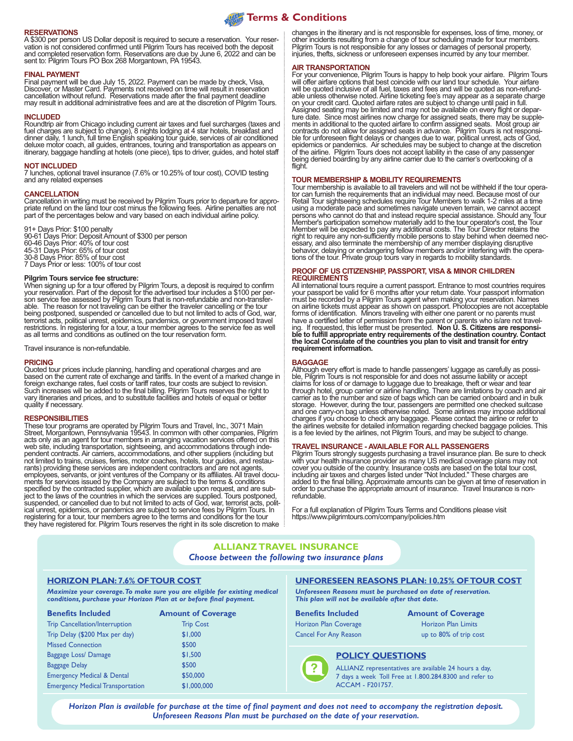# Terms & Conditions

## RESERVATIONS

A $300 per person US Dollar deposit is required to secure a reservation. Your reservation is not considered confirmed until Pilgrim Tours has received both the deposit and completed reservation form. Reservations are due by June 6, 2022 and can be sent to: Pilgrim Tours PO Box 268 Morgantown, PA 19543.

## FINAL PAYMENT

Final payment will be due July 15, 2022. Payment can be made by check, Visa, Discover, or Master Card. Payments not received on time will result in reservation cancellation without refund. Reservations made after the final payment deadline may result in additional administrative fees and are at the discretion of Pilgrim Tours.

## INCLUDED

Roundtrip air from Chicago including current air taxes and fuel surcharges (taxes and fuel charges are subject to change), 8 nights lodging at 4 star hotels, breakfast and dinner daily, 1 lunch, full time English speaking tour guide, services of air conditioned deluxe motor coach, all guides, entrances, touring and transportation as appears on itinerary, baggage handling at hotels (one piece), tips to driver, guides, and hotel staff

## NOT INCLUDED

7 lunches, optional travel insurance (7.6% or 10.25% of tour cost), COVID testing and any related expenses

## CANCELLATION

Cancellation in writing must be received by Pilgrim Tours prior to departure for appropriate refund on the land tour cost minus the following fees. Airline penalties are not part of the percentages below and vary based on each individual airline policy.

91+ Days Prior: $100 penalty
90-61 Days Prior: Deposit Amount of $300 per person
60-46 Days Prior: 40% of tour cost
45-31 Days Prior: 65% of tour cost
30-8 Days Prior: 85% of tour cost
7 Days Prior or less: 100% of tour cost

**Pilgrim Tours service fee structure:**
When signing up for a tour offered by Pilgrim Tours, a deposit is required to confirm your reservation. Part of the deposit for the advertised tour includes a $100 per person service fee assessed by Pilgrim Tours that is non-refundable and non-transferable. The reason for not traveling can be either the traveler cancelling or the tour being postponed, suspended or cancelled due to but not limited to acts of God, war, terrorist acts, political unrest, epidemics, pandemics, or government imposed travel restrictions. In registering for a tour, a tour member agrees to the service fee as well as all terms and conditions as outlined on the tour reservation form.

Travel insurance is non-refundable.

## PRICING

Quoted tour prices include planning, handling and operational charges and are based on the current rate of exchange and tariffs. In the event of a marked change in foreign exchange rates, fuel costs or tariff rates, tour costs are subject to revision. Such increases will be added to the final billing. Pilgrim Tours reserves the right to vary itineraries and prices, and to substitute facilities and hotels of equal or better quality if necessary.

## RESPONSIBILITIES

These tour programs are operated by Pilgrim Tours and Travel, Inc., 3071 Main Street, Morgantown, Pennsylvania 19543. In common with other companies, Pilgrim acts only as an agent for tour members in arranging vacation services offered on this web site, including transportation, sightseeing, and accommodations through independent contracts. Air carriers, accommodations, and other suppliers (including but not limited to trains, cruises, ferries, motor coaches, hotels, tour guides, and restaurants) providing these services are independent contractors and are not agents, employees, servants, or joint ventures of the Company or its affiliates. All travel documents for services issued by the Company are subject to the terms & conditions specified by the contracted supplier, which are available upon request, and are subject to the laws of the countries in which the services are supplied. Tours postponed, suspended, or cancelled due to but not limited to acts of God, war, terrorist acts, political unrest, epidemics, or pandemics are subject to service fees by Pilgrim Tours. In registering for a tour, tour members agree to the terms and conditions for the tour they have registered for. Pilgrim Tours reserves the right in its sole discretion to make changes in the itinerary and is not responsible for expenses, loss of time, money, or other incidents resulting from a change of tour scheduling made for tour members. Pilgrim Tours is not responsible for any losses or damages of personal property, injuries, thefts, sickness or unforeseen expenses incurred by any tour member.

## AIR TRANSPORTATION

For your convenience, Pilgrim Tours is happy to help book your airfare. Pilgrim Tours will offer airfare options that best coincide with our land tour schedule. Your airfare will be quoted inclusive of all fuel, taxes and fees and will be quoted as non-refundable unless otherwise noted. Airline ticketing fee's may appear as a separate charge on your credit card. Quoted airfare rates are subject to change until paid in full. Assigned seating may be limited and may not be available on every flight or departure date. Since most airlines now charge for assigned seats, there may be supplements in addition to the quoted airfare to confirm assigned seats. Most group air contracts do not allow for assigned seats in advance. Pilgrim Tours is not responsible for unforeseen flight delays or changes due to war, political unrest, acts of God, epidemics or pandemics. Air schedules may be subject to change at the discretion of the airline. Pilgrim Tours does not accept liability in the case of any passenger being denied boarding by any airline carrier due to the carrier's overbooking of a flight.

## TOUR MEMBERSHIP & MOBILITY REQUIREMENTS

Tour membership is available to all travelers and will not be withheld if the tour operator can furnish the requirements that an individual may need. Because most of our Retail Tour sightseeing schedules require Tour Members to walk 1-2 miles at a time using a moderate pace and sometimes navigate uneven terrain, we cannot accept persons who cannot do that and instead require special assistance. Should any Tour Member's participation somehow materially add to the tour operator's cost, the Tour Member will be expected to pay any additional costs. The Tour Director retains the right to require any non-sufficiently mobile persons to stay behind when deemed necessary, and also terminate the membership of any member displaying disruptive behavior, delaying or endangering fellow members and/or interfering with the operations of the tour. Private group tours vary in regards to mobility standards.

## PROOF OF US CITIZENSHIP, PASSPORT, VISA & MINOR CHILDREN REQUIREMENTS

All international tours require a current passport. Entrance to most countries requires your passport be valid for 6 months after your return date. Your passport information must be recorded by a Pilgrim Tours agent when making your reservation. Names on airline tickets must appear as shown on passport. Photocopies are not acceptable forms of identification. Minors traveling with either one parent or no parents must have a certified letter of permission from the parent or parents who is/are not traveling. If requested, this letter must be presented. **Non U. S. Citizens are responsible to fulfill appropriate entry requirements of the destination country. Contact the local Consulate of the countries you plan to visit and transit for entry requirement information.**

## BAGGAGE

Although every effort is made to handle passengers' luggage as carefully as possible, Pilgrim Tours is not responsible for and does not assume liability or accept claims for loss of or damage to luggage due to breakage, theft or wear and tear through hotel, group carrier or airline handling. There are limitations by coach and air carrier as to the number and size of bags which can be carried onboard and in bulk storage. However, during the tour, passengers are permitted one checked suitcase and one carry-on bag unless otherwise noted. Some airlines may impose additional charges if you choose to check any baggage. Please contact the airline or refer to the airlines website for detailed information regarding checked baggage policies. This is a fee levied by the airlines, not Pilgrim Tours, and may be subject to change.

## TRAVEL INSURANCE - AVAILABLE FOR ALL PASSENGERS

Pilgrim Tours strongly suggests purchasing a travel insurance plan. Be sure to check with your health insurance provider as many US medical coverage plans may not cover you outside of the country. Insurance costs are based on the total tour cost, including air taxes and charges listed under "Not Included." These charges are added to the final billing. Approximate amounts can be given at time of reservation in order to purchase the appropriate amount of insurance. Travel Insurance is non-refundable.

For a full explanation of Pilgrim Tours Terms and Conditions please visit https://www.pilgrimtours.com/company/policies.htm

## ALLIANZ TRAVEL INSURANCE

*Choose between the following two insurance plans*

### HORIZON PLAN: 7.6% OF TOUR COST

*Maximize your coverage. To make sure you are eligible for existing medical conditions, purchase your Horizon Plan at or before final payment.*

| Benefits Included | Amount of Coverage |
|---|---|
| Trip Cancellation/Interruption | Trip Cost |
| Trip Delay ($200 Max per day) | $1,000 |
| Missed Connection | $500 |
| Baggage Loss/ Damage | $1,500 |
| Baggage Delay | $500 |
| Emergency Medical & Dental | $50,000 |
| Emergency Medical Transportation | $1,000,000 |

### UNFORESEEN REASONS PLAN: 10.25% OF TOUR COST

*Unforeseen Reasons must be purchased on date of reservation. This plan will not be available after that date.*

| Benefits Included | Amount of Coverage |
|---|---|
| Horizon Plan Coverage | Horizon Plan Limits |
| Cancel For Any Reason | up to 80% of trip cost |

### POLICY QUESTIONS

ALLIANZ representatives are available 24 hours a day, 7 days a week Toll Free at 1.800.284.8300 and refer to ACCAM - F201757.

*Horizon Plan is available for purchase at the time of final payment and does not need to accompany the registration deposit. Unforeseen Reasons Plan must be purchased on the date of your reservation.*